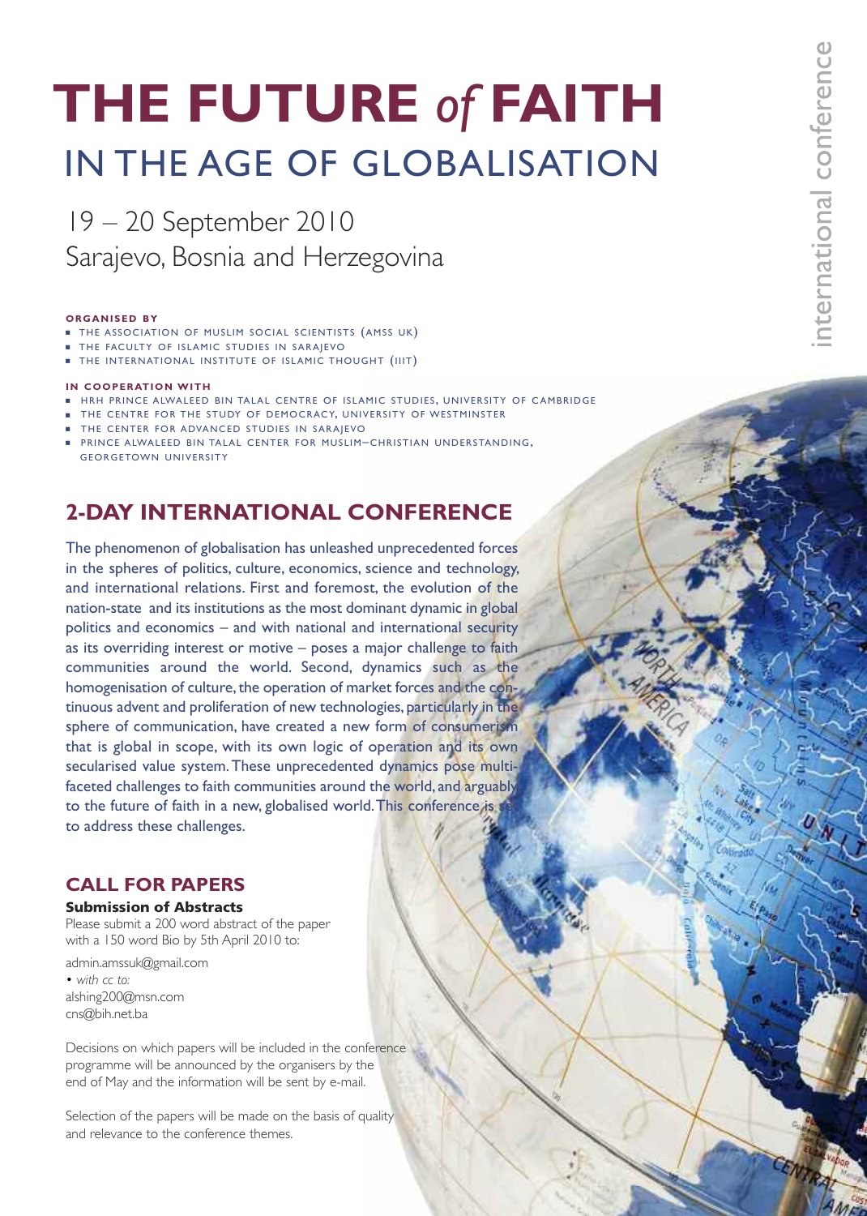# THE FUTURE *of* FAITH
## IN THE AGE OF GLOBALISATION

19 – 20 September 2010
Sarajevo, Bosnia and Herzegovina

international conference

**ORGANISED BY**

- THE ASSOCIATION OF MUSLIM SOCIAL SCIENTISTS (AMSS UK)
- THE FACULTY OF ISLAMIC STUDIES IN SARAJEVO
- THE INTERNATIONAL INSTITUTE OF ISLAMIC THOUGHT (IIIT)

**IN COOPERATION WITH**

- HRH PRINCE ALWALEED BIN TALAL CENTRE OF ISLAMIC STUDIES, UNIVERSITY OF CAMBRIDGE
- THE CENTRE FOR THE STUDY OF DEMOCRACY, UNIVERSITY OF WESTMINSTER
- THE CENTER FOR ADVANCED STUDIES IN SARAJEVO
- PRINCE ALWALEED BIN TALAL CENTER FOR MUSLIM–CHRISTIAN UNDERSTANDING, GEORGETOWN UNIVERSITY

## 2-DAY INTERNATIONAL CONFERENCE

The phenomenon of globalisation has unleashed unprecedented forces in the spheres of politics, culture, economics, science and technology, and international relations. First and foremost, the evolution of the nation-state and its institutions as the most dominant dynamic in global politics and economics – and with national and international security as its overriding interest or motive – poses a major challenge to faith communities around the world. Second, dynamics such as the homogenisation of culture, the operation of market forces and the continuous advent and proliferation of new technologies, particularly in the sphere of communication, have created a new form of consumerism that is global in scope, with its own logic of operation and its own secularised value system. These unprecedented dynamics pose multi-faceted challenges to faith communities around the world, and arguably to the future of faith in a new, globalised world. This conference is set to address these challenges.

## CALL FOR PAPERS

**Submission of Abstracts**

Please submit a 200 word abstract of the paper with a 150 word Bio by 5th April 2010 to:

admin.amssuk@gmail.com
• *with cc to:*
alshing200@msn.com
cns@bih.net.ba

Decisions on which papers will be included in the conference programme will be announced by the organisers by the end of May and the information will be sent by e-mail.

Selection of the papers will be made on the basis of quality and relevance to the conference themes.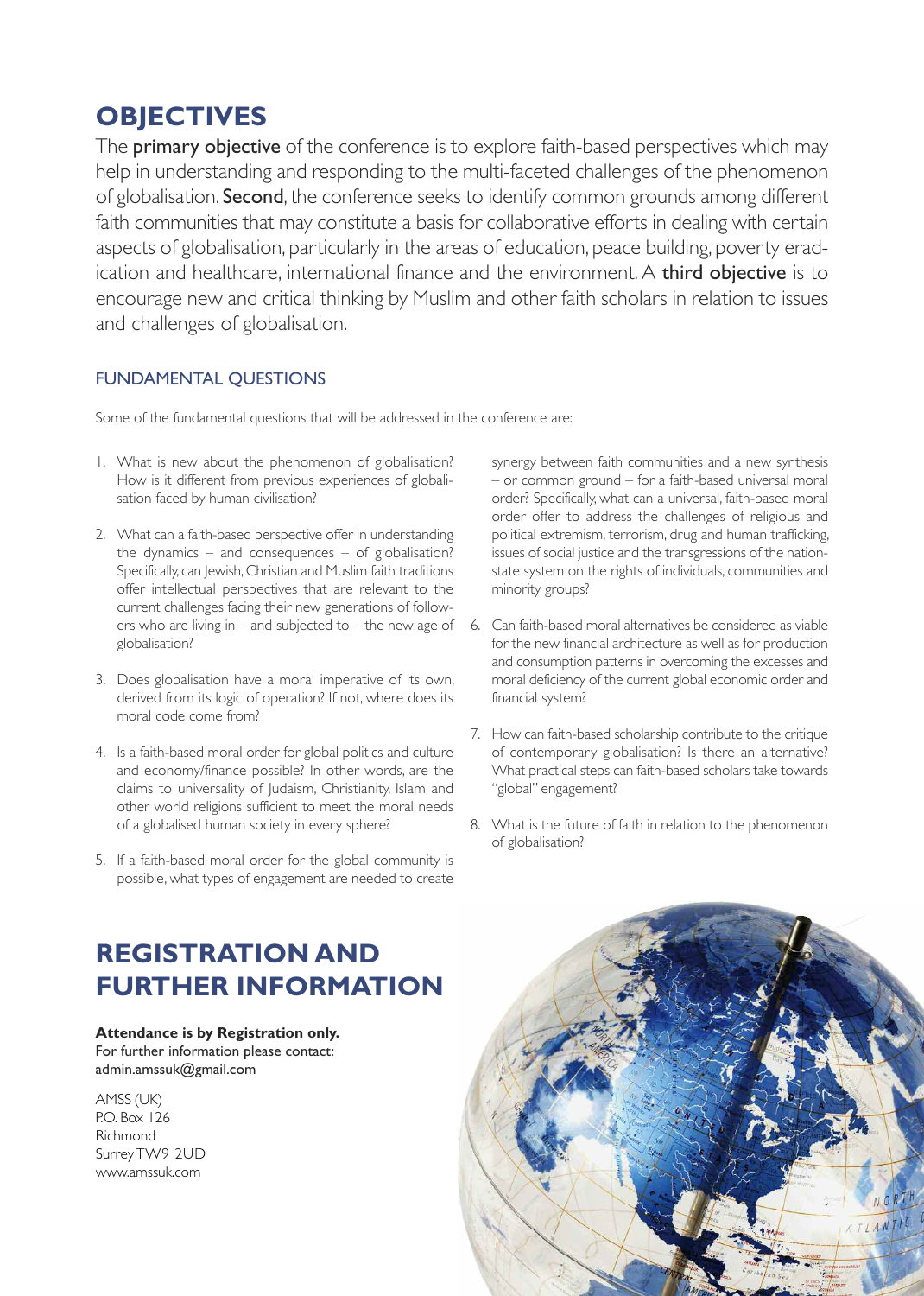# OBJECTIVES

The **primary objective** of the conference is to explore faith-based perspectives which may help in understanding and responding to the multi-faceted challenges of the phenomenon of globalisation. **Second**, the conference seeks to identify common grounds among different faith communities that may constitute a basis for collaborative efforts in dealing with certain aspects of globalisation, particularly in the areas of education, peace building, poverty eradication and healthcare, international finance and the environment. A **third objective** is to encourage new and critical thinking by Muslim and other faith scholars in relation to issues and challenges of globalisation.

## FUNDAMENTAL QUESTIONS

Some of the fundamental questions that will be addressed in the conference are:

1. What is new about the phenomenon of globalisation? How is it different from previous experiences of globalisation faced by human civilisation?

2. What can a faith-based perspective offer in understanding the dynamics – and consequences – of globalisation? Specifically, can Jewish, Christian and Muslim faith traditions offer intellectual perspectives that are relevant to the current challenges facing their new generations of followers who are living in – and subjected to – the new age of globalisation?

3. Does globalisation have a moral imperative of its own, derived from its logic of operation? If not, where does its moral code come from?

4. Is a faith-based moral order for global politics and culture and economy/finance possible? In other words, are the claims to universality of Judaism, Christianity, Islam and other world religions sufficient to meet the moral needs of a globalised human society in every sphere?

5. If a faith-based moral order for the global community is possible, what types of engagement are needed to create synergy between faith communities and a new synthesis – or common ground – for a faith-based universal moral order? Specifically, what can a universal, faith-based moral order offer to address the challenges of religious and political extremism, terrorism, drug and human trafficking, issues of social justice and the transgressions of the nation-state system on the rights of individuals, communities and minority groups?

6. Can faith-based moral alternatives be considered as viable for the new financial architecture as well as for production and consumption patterns in overcoming the excesses and moral deficiency of the current global economic order and financial system?

7. How can faith-based scholarship contribute to the critique of contemporary globalisation? Is there an alternative? What practical steps can faith-based scholars take towards "global" engagement?

8. What is the future of faith in relation to the phenomenon of globalisation?

# REGISTRATION AND FURTHER INFORMATION

**Attendance is by Registration only.**
For further information please contact:
admin.amssuk@gmail.com

AMSS (UK)
P.O. Box 126
Richmond
Surrey TW9 2UD
www.amssuk.com